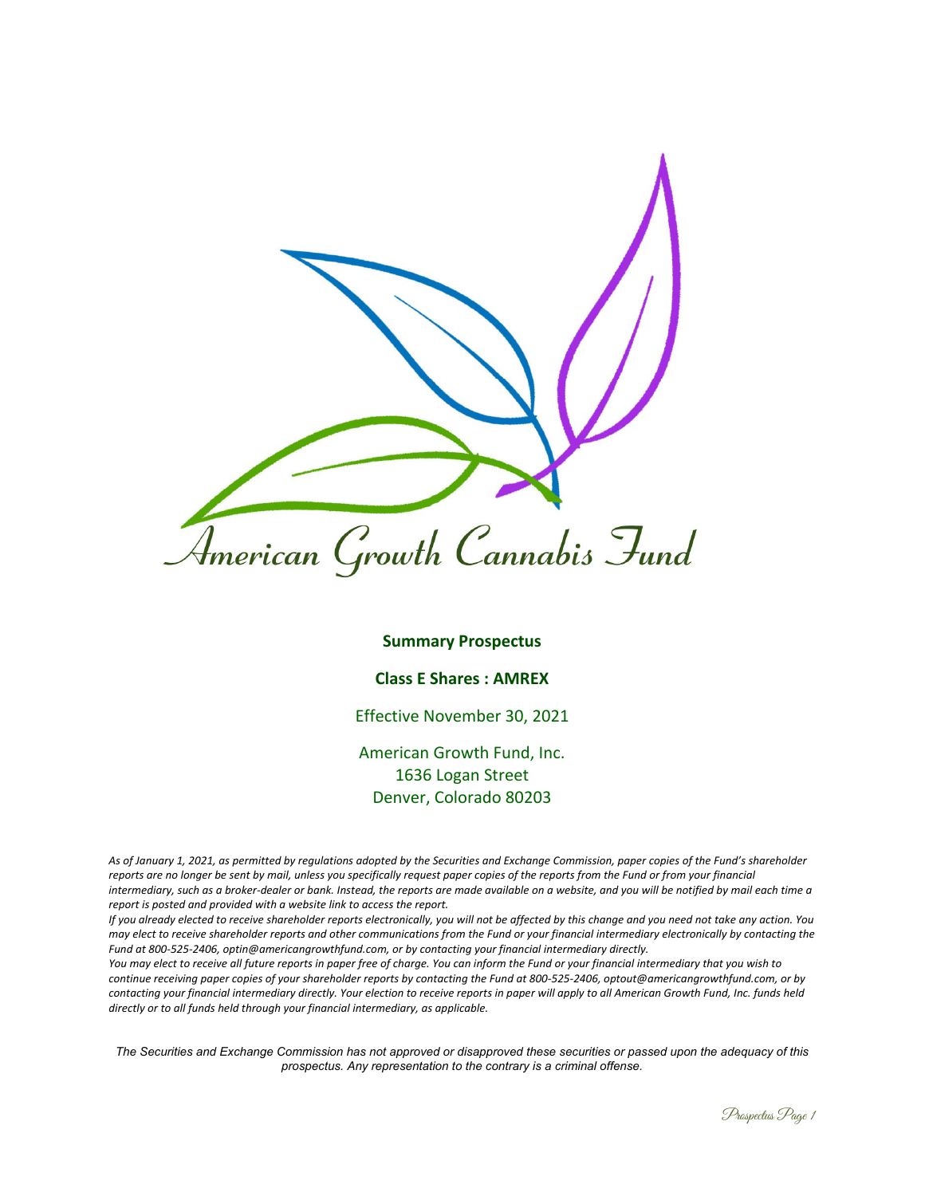# American Growth Cannabis Fund

**Summary Prospectus**

**Class E Shares : AMREX**

Effective November 30, 2021

American Growth Fund, Inc.
1636 Logan Street
Denver, Colorado 80203

*As of January 1, 2021, as permitted by regulations adopted by the Securities and Exchange Commission, paper copies of the Fund's shareholder reports are no longer be sent by mail, unless you specifically request paper copies of the reports from the Fund or from your financial intermediary, such as a broker-dealer or bank. Instead, the reports are made available on a website, and you will be notified by mail each time a report is posted and provided with a website link to access the report.*

*If you already elected to receive shareholder reports electronically, you will not be affected by this change and you need not take any action. You may elect to receive shareholder reports and other communications from the Fund or your financial intermediary electronically by contacting the Fund at 800-525-2406, optin@americangrowthfund.com, or by contacting your financial intermediary directly.*

*You may elect to receive all future reports in paper free of charge. You can inform the Fund or your financial intermediary that you wish to continue receiving paper copies of your shareholder reports by contacting the Fund at 800-525-2406, optout@americangrowthfund.com, or by contacting your financial intermediary directly. Your election to receive reports in paper will apply to all American Growth Fund, Inc. funds held directly or to all funds held through your financial intermediary, as applicable.*

*The Securities and Exchange Commission has not approved or disapproved these securities or passed upon the adequacy of this prospectus. Any representation to the contrary is a criminal offense.*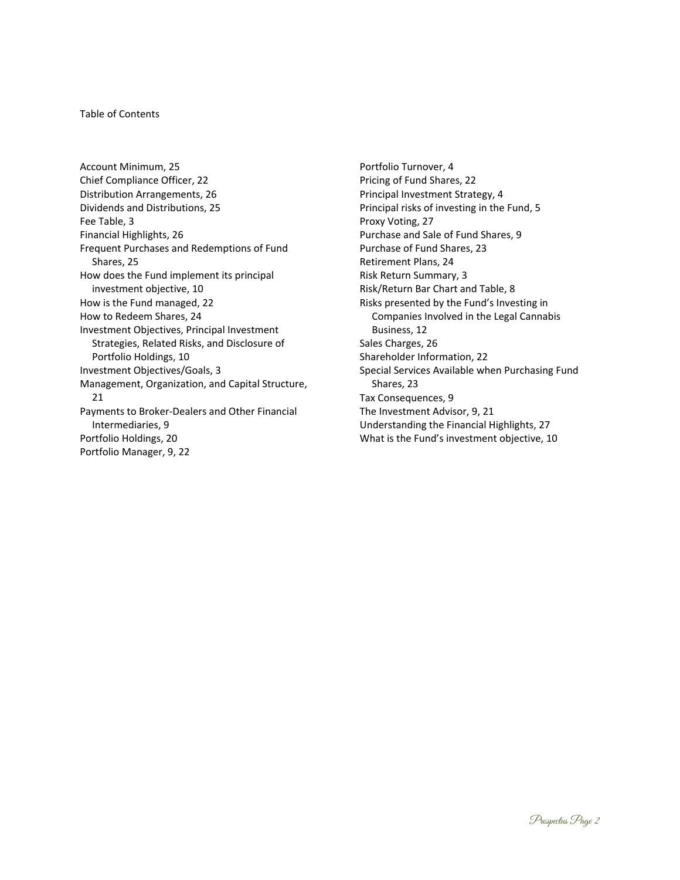Table of Contents

Account Minimum, 25
Chief Compliance Officer, 22
Distribution Arrangements, 26
Dividends and Distributions, 25
Fee Table, 3
Financial Highlights, 26
Frequent Purchases and Redemptions of Fund Shares, 25
How does the Fund implement its principal investment objective, 10
How is the Fund managed, 22
How to Redeem Shares, 24
Investment Objectives, Principal Investment Strategies, Related Risks, and Disclosure of Portfolio Holdings, 10
Investment Objectives/Goals, 3
Management, Organization, and Capital Structure, 21
Payments to Broker-Dealers and Other Financial Intermediaries, 9
Portfolio Holdings, 20
Portfolio Manager, 9, 22
Portfolio Turnover, 4
Pricing of Fund Shares, 22
Principal Investment Strategy, 4
Principal risks of investing in the Fund, 5
Proxy Voting, 27
Purchase and Sale of Fund Shares, 9
Purchase of Fund Shares, 23
Retirement Plans, 24
Risk Return Summary, 3
Risk/Return Bar Chart and Table, 8
Risks presented by the Fund's Investing in Companies Involved in the Legal Cannabis Business, 12
Sales Charges, 26
Shareholder Information, 22
Special Services Available when Purchasing Fund Shares, 23
Tax Consequences, 9
The Investment Advisor, 9, 21
Understanding the Financial Highlights, 27
What is the Fund's investment objective, 10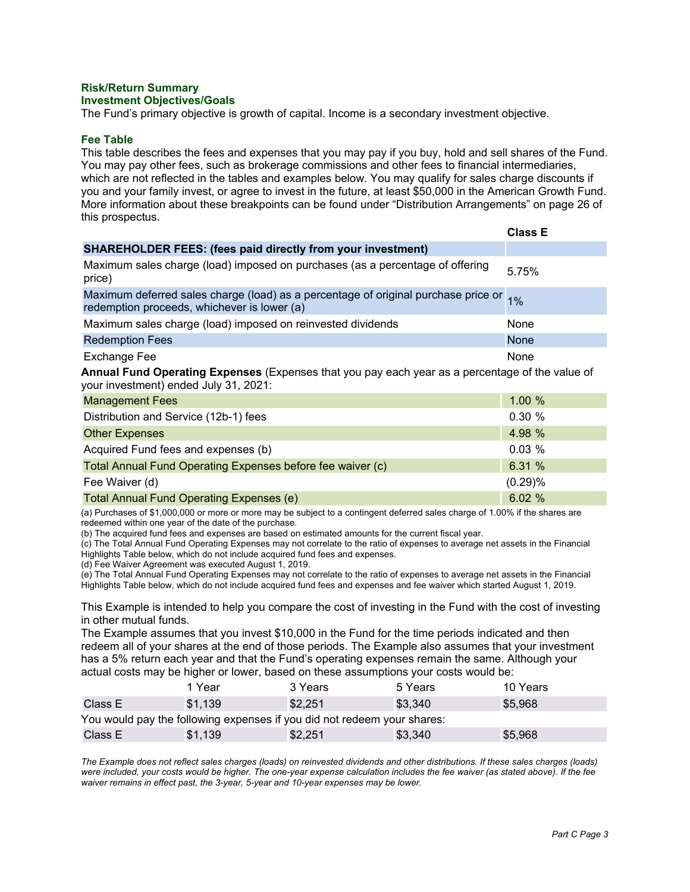## Risk/Return Summary

### Investment Objectives/Goals

The Fund's primary objective is growth of capital. Income is a secondary investment objective.

### Fee Table

This table describes the fees and expenses that you may pay if you buy, hold and sell shares of the Fund. You may pay other fees, such as brokerage commissions and other fees to financial intermediaries, which are not reflected in the tables and examples below. You may qualify for sales charge discounts if you and your family invest, or agree to invest in the future, at least $50,000 in the American Growth Fund. More information about these breakpoints can be found under "Distribution Arrangements" on page 26 of this prospectus.

| | **Class E** |
|---|---|
| **SHAREHOLDER FEES: (fees paid directly from your investment)** | |
| Maximum sales charge (load) imposed on purchases (as a percentage of offering price) | 5.75% |
| Maximum deferred sales charge (load) as a percentage of original purchase price or redemption proceeds, whichever is lower (a) | 1% |
| Maximum sales charge (load) imposed on reinvested dividends | None |
| Redemption Fees | None |
| Exchange Fee | None |

**Annual Fund Operating Expenses** (Expenses that you pay each year as a percentage of the value of your investment) ended July 31, 2021:

| | |
|---|---|
| Management Fees | 1.00 % |
| Distribution and Service (12b-1) fees | 0.30 % |
| Other Expenses | 4.98 % |
| Acquired Fund fees and expenses (b) | 0.03 % |
| Total Annual Fund Operating Expenses before fee waiver (c) | 6.31 % |
| Fee Waiver (d) | (0.29)% |
| Total Annual Fund Operating Expenses (e) | 6.02 % |

(a) Purchases of $1,000,000 or more or more may be subject to a contingent deferred sales charge of 1.00% if the shares are redeemed within one year of the date of the purchase.
(b) The acquired fund fees and expenses are based on estimated amounts for the current fiscal year.
(c) The Total Annual Fund Operating Expenses may not correlate to the ratio of expenses to average net assets in the Financial Highlights Table below, which do not include acquired fund fees and expenses.
(d) Fee Waiver Agreement was executed August 1, 2019.
(e) The Total Annual Fund Operating Expenses may not correlate to the ratio of expenses to average net assets in the Financial Highlights Table below, which do not include acquired fund fees and expenses and fee waiver which started August 1, 2019.

This Example is intended to help you compare the cost of investing in the Fund with the cost of investing in other mutual funds.
The Example assumes that you invest $10,000 in the Fund for the time periods indicated and then redeem all of your shares at the end of those periods. The Example also assumes that your investment has a 5% return each year and that the Fund's operating expenses remain the same. Although your actual costs may be higher or lower, based on these assumptions your costs would be:

| | 1 Year | 3 Years | 5 Years | 10 Years |
|---|---|---|---|---|
| Class E | $1,139 | $2,251 | $3,340 | $5,968 |
| You would pay the following expenses if you did not redeem your shares: | | | | |
| Class E | $1,139 | $2,251 | $3,340 | $5,968 |

*The Example does not reflect sales charges (loads) on reinvested dividends and other distributions. If these sales charges (loads) were included, your costs would be higher. The one-year expense calculation includes the fee waiver (as stated above). If the fee waiver remains in effect past, the 3-year, 5-year and 10-year expenses may be lower.*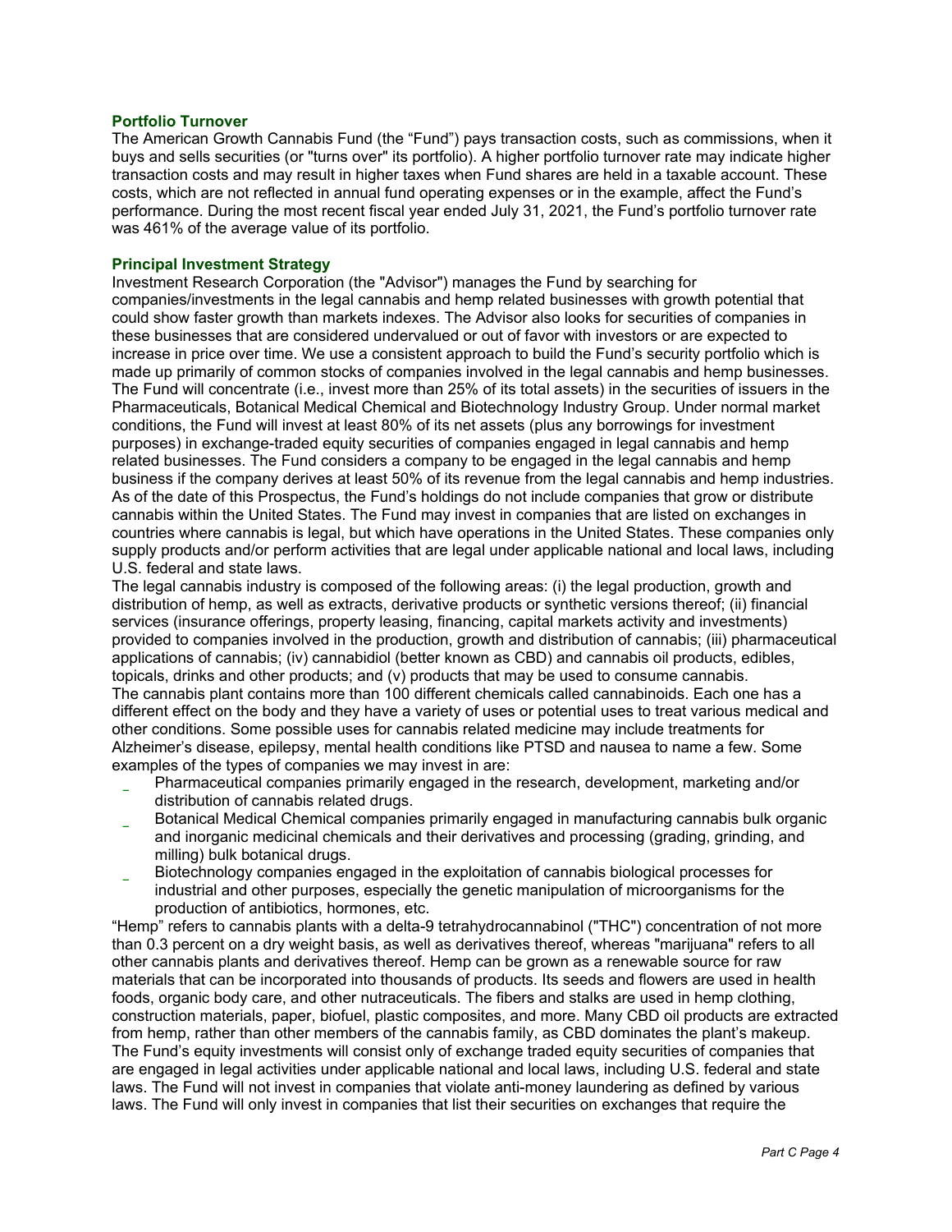### Portfolio Turnover

The American Growth Cannabis Fund (the "Fund") pays transaction costs, such as commissions, when it buys and sells securities (or "turns over" its portfolio). A higher portfolio turnover rate may indicate higher transaction costs and may result in higher taxes when Fund shares are held in a taxable account. These costs, which are not reflected in annual fund operating expenses or in the example, affect the Fund's performance. During the most recent fiscal year ended July 31, 2021, the Fund's portfolio turnover rate was 461% of the average value of its portfolio.

### Principal Investment Strategy

Investment Research Corporation (the "Advisor") manages the Fund by searching for companies/investments in the legal cannabis and hemp related businesses with growth potential that could show faster growth than markets indexes. The Advisor also looks for securities of companies in these businesses that are considered undervalued or out of favor with investors or are expected to increase in price over time. We use a consistent approach to build the Fund's security portfolio which is made up primarily of common stocks of companies involved in the legal cannabis and hemp businesses. The Fund will concentrate (i.e., invest more than 25% of its total assets) in the securities of issuers in the Pharmaceuticals, Botanical Medical Chemical and Biotechnology Industry Group. Under normal market conditions, the Fund will invest at least 80% of its net assets (plus any borrowings for investment purposes) in exchange-traded equity securities of companies engaged in legal cannabis and hemp related businesses. The Fund considers a company to be engaged in the legal cannabis and hemp business if the company derives at least 50% of its revenue from the legal cannabis and hemp industries. As of the date of this Prospectus, the Fund's holdings do not include companies that grow or distribute cannabis within the United States. The Fund may invest in companies that are listed on exchanges in countries where cannabis is legal, but which have operations in the United States. These companies only supply products and/or perform activities that are legal under applicable national and local laws, including U.S. federal and state laws.

The legal cannabis industry is composed of the following areas: (i) the legal production, growth and distribution of hemp, as well as extracts, derivative products or synthetic versions thereof; (ii) financial services (insurance offerings, property leasing, financing, capital markets activity and investments) provided to companies involved in the production, growth and distribution of cannabis; (iii) pharmaceutical applications of cannabis; (iv) cannabidiol (better known as CBD) and cannabis oil products, edibles, topicals, drinks and other products; and (v) products that may be used to consume cannabis.

The cannabis plant contains more than 100 different chemicals called cannabinoids. Each one has a different effect on the body and they have a variety of uses or potential uses to treat various medical and other conditions. Some possible uses for cannabis related medicine may include treatments for Alzheimer's disease, epilepsy, mental health conditions like PTSD and nausea to name a few. Some examples of the types of companies we may invest in are:

- Pharmaceutical companies primarily engaged in the research, development, marketing and/or distribution of cannabis related drugs.
- Botanical Medical Chemical companies primarily engaged in manufacturing cannabis bulk organic and inorganic medicinal chemicals and their derivatives and processing (grading, grinding, and milling) bulk botanical drugs.
- Biotechnology companies engaged in the exploitation of cannabis biological processes for industrial and other purposes, especially the genetic manipulation of microorganisms for the production of antibiotics, hormones, etc.

"Hemp" refers to cannabis plants with a delta-9 tetrahydrocannabinol ("THC") concentration of not more than 0.3 percent on a dry weight basis, as well as derivatives thereof, whereas "marijuana" refers to all other cannabis plants and derivatives thereof. Hemp can be grown as a renewable source for raw materials that can be incorporated into thousands of products. Its seeds and flowers are used in health foods, organic body care, and other nutraceuticals. The fibers and stalks are used in hemp clothing, construction materials, paper, biofuel, plastic composites, and more. Many CBD oil products are extracted from hemp, rather than other members of the cannabis family, as CBD dominates the plant's makeup.

The Fund's equity investments will consist only of exchange traded equity securities of companies that are engaged in legal activities under applicable national and local laws, including U.S. federal and state laws. The Fund will not invest in companies that violate anti-money laundering as defined by various laws. The Fund will only invest in companies that list their securities on exchanges that require the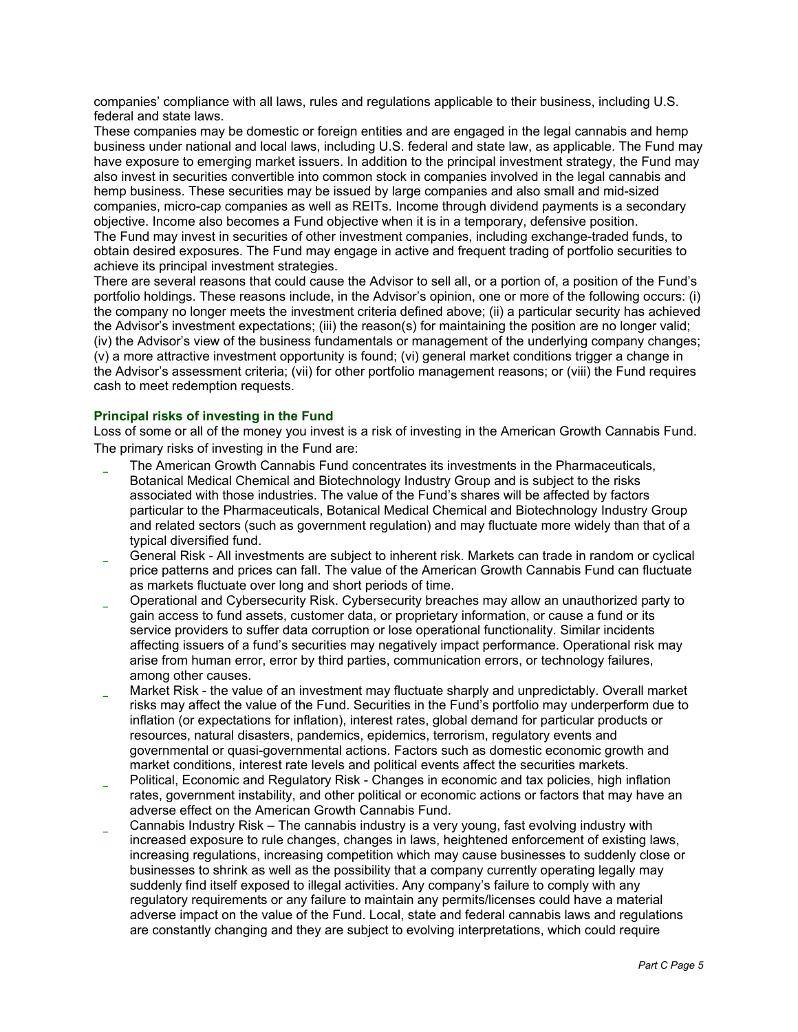companies' compliance with all laws, rules and regulations applicable to their business, including U.S. federal and state laws.

These companies may be domestic or foreign entities and are engaged in the legal cannabis and hemp business under national and local laws, including U.S. federal and state law, as applicable. The Fund may have exposure to emerging market issuers. In addition to the principal investment strategy, the Fund may also invest in securities convertible into common stock in companies involved in the legal cannabis and hemp business. These securities may be issued by large companies and also small and mid-sized companies, micro-cap companies as well as REITs. Income through dividend payments is a secondary objective. Income also becomes a Fund objective when it is in a temporary, defensive position.

The Fund may invest in securities of other investment companies, including exchange-traded funds, to obtain desired exposures. The Fund may engage in active and frequent trading of portfolio securities to achieve its principal investment strategies.

There are several reasons that could cause the Advisor to sell all, or a portion of, a position of the Fund's portfolio holdings. These reasons include, in the Advisor's opinion, one or more of the following occurs: (i) the company no longer meets the investment criteria defined above; (ii) a particular security has achieved the Advisor's investment expectations; (iii) the reason(s) for maintaining the position are no longer valid; (iv) the Advisor's view of the business fundamentals or management of the underlying company changes; (v) a more attractive investment opportunity is found; (vi) general market conditions trigger a change in the Advisor's assessment criteria; (vii) for other portfolio management reasons; or (viii) the Fund requires cash to meet redemption requests.

### Principal risks of investing in the Fund

Loss of some or all of the money you invest is a risk of investing in the American Growth Cannabis Fund. The primary risks of investing in the Fund are:

- The American Growth Cannabis Fund concentrates its investments in the Pharmaceuticals, Botanical Medical Chemical and Biotechnology Industry Group and is subject to the risks associated with those industries. The value of the Fund's shares will be affected by factors particular to the Pharmaceuticals, Botanical Medical Chemical and Biotechnology Industry Group and related sectors (such as government regulation) and may fluctuate more widely than that of a typical diversified fund.
- General Risk - All investments are subject to inherent risk. Markets can trade in random or cyclical price patterns and prices can fall. The value of the American Growth Cannabis Fund can fluctuate as markets fluctuate over long and short periods of time.
- Operational and Cybersecurity Risk. Cybersecurity breaches may allow an unauthorized party to gain access to fund assets, customer data, or proprietary information, or cause a fund or its service providers to suffer data corruption or lose operational functionality. Similar incidents affecting issuers of a fund's securities may negatively impact performance. Operational risk may arise from human error, error by third parties, communication errors, or technology failures, among other causes.
- Market Risk - the value of an investment may fluctuate sharply and unpredictably. Overall market risks may affect the value of the Fund. Securities in the Fund's portfolio may underperform due to inflation (or expectations for inflation), interest rates, global demand for particular products or resources, natural disasters, pandemics, epidemics, terrorism, regulatory events and governmental or quasi-governmental actions. Factors such as domestic economic growth and market conditions, interest rate levels and political events affect the securities markets.
- Political, Economic and Regulatory Risk - Changes in economic and tax policies, high inflation rates, government instability, and other political or economic actions or factors that may have an adverse effect on the American Growth Cannabis Fund.
- Cannabis Industry Risk – The cannabis industry is a very young, fast evolving industry with increased exposure to rule changes, changes in laws, heightened enforcement of existing laws, increasing regulations, increasing competition which may cause businesses to suddenly close or businesses to shrink as well as the possibility that a company currently operating legally may suddenly find itself exposed to illegal activities. Any company's failure to comply with any regulatory requirements or any failure to maintain any permits/licenses could have a material adverse impact on the value of the Fund. Local, state and federal cannabis laws and regulations are constantly changing and they are subject to evolving interpretations, which could require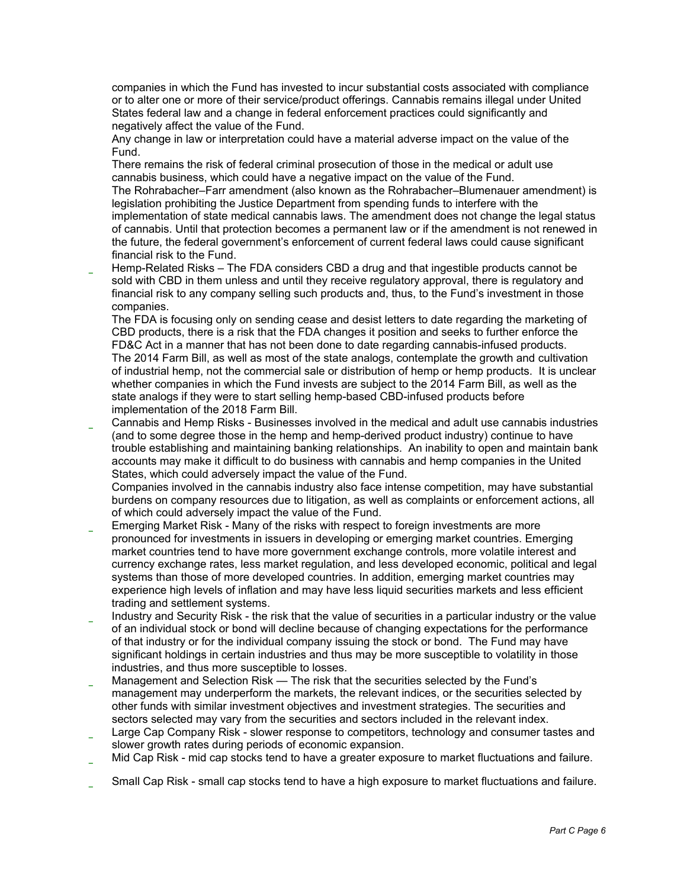companies in which the Fund has invested to incur substantial costs associated with compliance or to alter one or more of their service/product offerings. Cannabis remains illegal under United States federal law and a change in federal enforcement practices could significantly and negatively affect the value of the Fund.

Any change in law or interpretation could have a material adverse impact on the value of the Fund.

There remains the risk of federal criminal prosecution of those in the medical or adult use cannabis business, which could have a negative impact on the value of the Fund.

The Rohrabacher–Farr amendment (also known as the Rohrabacher–Blumenauer amendment) is legislation prohibiting the Justice Department from spending funds to interfere with the implementation of state medical cannabis laws. The amendment does not change the legal status of cannabis. Until that protection becomes a permanent law or if the amendment is not renewed in the future, the federal government's enforcement of current federal laws could cause significant financial risk to the Fund.

- Hemp-Related Risks – The FDA considers CBD a drug and that ingestible products cannot be sold with CBD in them unless and until they receive regulatory approval, there is regulatory and financial risk to any company selling such products and, thus, to the Fund's investment in those companies.

  The FDA is focusing only on sending cease and desist letters to date regarding the marketing of CBD products, there is a risk that the FDA changes it position and seeks to further enforce the FD&C Act in a manner that has not been done to date regarding cannabis-infused products.

  The 2014 Farm Bill, as well as most of the state analogs, contemplate the growth and cultivation of industrial hemp, not the commercial sale or distribution of hemp or hemp products. It is unclear whether companies in which the Fund invests are subject to the 2014 Farm Bill, as well as the state analogs if they were to start selling hemp-based CBD-infused products before implementation of the 2018 Farm Bill.

- Cannabis and Hemp Risks - Businesses involved in the medical and adult use cannabis industries (and to some degree those in the hemp and hemp-derived product industry) continue to have trouble establishing and maintaining banking relationships. An inability to open and maintain bank accounts may make it difficult to do business with cannabis and hemp companies in the United States, which could adversely impact the value of the Fund.

  Companies involved in the cannabis industry also face intense competition, may have substantial burdens on company resources due to litigation, as well as complaints or enforcement actions, all of which could adversely impact the value of the Fund.

- Emerging Market Risk - Many of the risks with respect to foreign investments are more pronounced for investments in issuers in developing or emerging market countries. Emerging market countries tend to have more government exchange controls, more volatile interest and currency exchange rates, less market regulation, and less developed economic, political and legal systems than those of more developed countries. In addition, emerging market countries may experience high levels of inflation and may have less liquid securities markets and less efficient trading and settlement systems.

- Industry and Security Risk - the risk that the value of securities in a particular industry or the value of an individual stock or bond will decline because of changing expectations for the performance of that industry or for the individual company issuing the stock or bond. The Fund may have significant holdings in certain industries and thus may be more susceptible to volatility in those industries, and thus more susceptible to losses.

- Management and Selection Risk — The risk that the securities selected by the Fund's management may underperform the markets, the relevant indices, or the securities selected by other funds with similar investment objectives and investment strategies. The securities and sectors selected may vary from the securities and sectors included in the relevant index.

- Large Cap Company Risk - slower response to competitors, technology and consumer tastes and slower growth rates during periods of economic expansion.

- Mid Cap Risk - mid cap stocks tend to have a greater exposure to market fluctuations and failure.

- Small Cap Risk - small cap stocks tend to have a high exposure to market fluctuations and failure.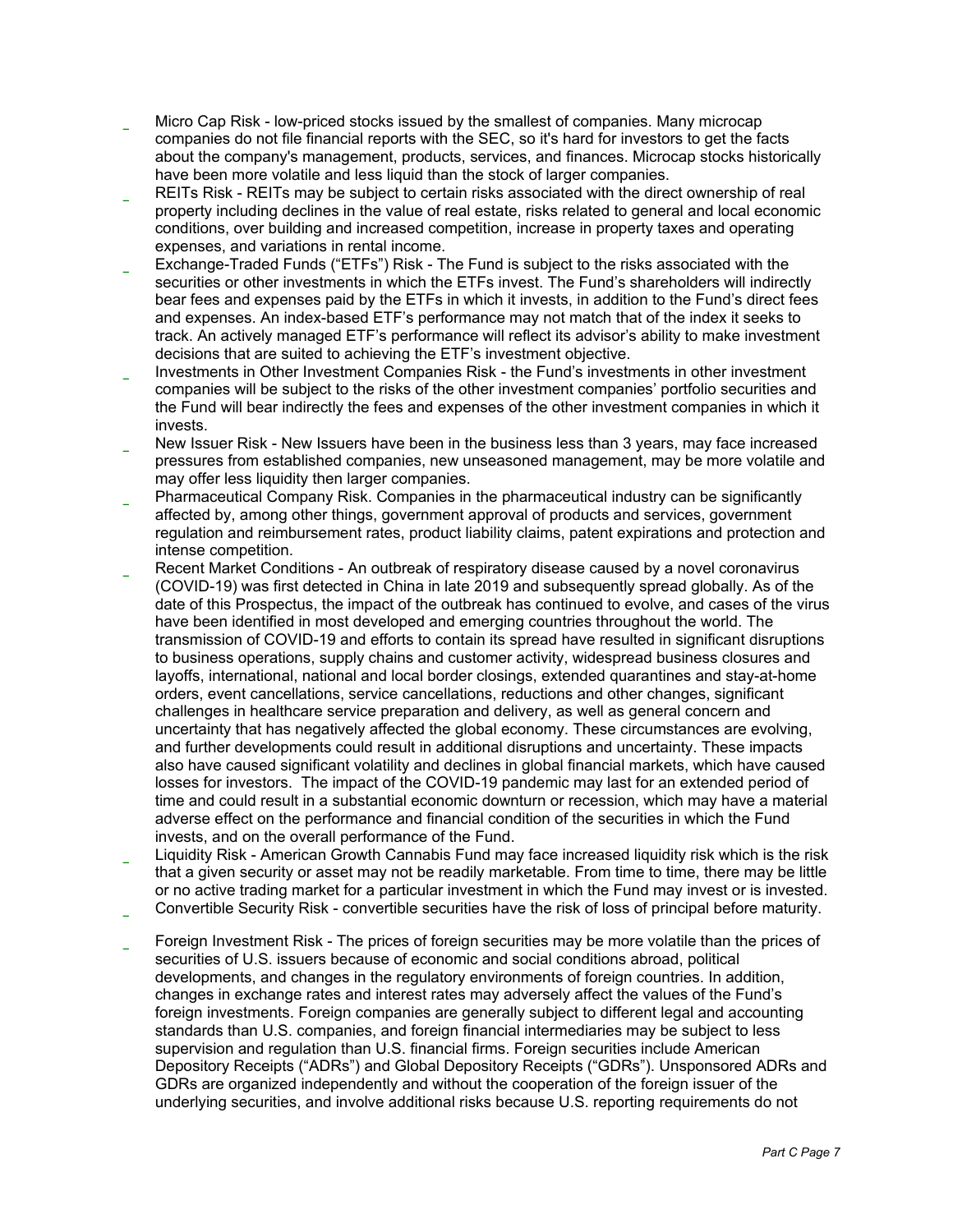- Micro Cap Risk - low-priced stocks issued by the smallest of companies. Many microcap companies do not file financial reports with the SEC, so it's hard for investors to get the facts about the company's management, products, services, and finances. Microcap stocks historically have been more volatile and less liquid than the stock of larger companies.
- REITs Risk - REITs may be subject to certain risks associated with the direct ownership of real property including declines in the value of real estate, risks related to general and local economic conditions, over building and increased competition, increase in property taxes and operating expenses, and variations in rental income.
- Exchange-Traded Funds ("ETFs") Risk - The Fund is subject to the risks associated with the securities or other investments in which the ETFs invest. The Fund's shareholders will indirectly bear fees and expenses paid by the ETFs in which it invests, in addition to the Fund's direct fees and expenses. An index-based ETF's performance may not match that of the index it seeks to track. An actively managed ETF's performance will reflect its advisor's ability to make investment decisions that are suited to achieving the ETF's investment objective.
- Investments in Other Investment Companies Risk - the Fund's investments in other investment companies will be subject to the risks of the other investment companies' portfolio securities and the Fund will bear indirectly the fees and expenses of the other investment companies in which it invests.
- New Issuer Risk - New Issuers have been in the business less than 3 years, may face increased pressures from established companies, new unseasoned management, may be more volatile and may offer less liquidity then larger companies.
- Pharmaceutical Company Risk. Companies in the pharmaceutical industry can be significantly affected by, among other things, government approval of products and services, government regulation and reimbursement rates, product liability claims, patent expirations and protection and intense competition.
- Recent Market Conditions - An outbreak of respiratory disease caused by a novel coronavirus (COVID-19) was first detected in China in late 2019 and subsequently spread globally. As of the date of this Prospectus, the impact of the outbreak has continued to evolve, and cases of the virus have been identified in most developed and emerging countries throughout the world. The transmission of COVID-19 and efforts to contain its spread have resulted in significant disruptions to business operations, supply chains and customer activity, widespread business closures and layoffs, international, national and local border closings, extended quarantines and stay-at-home orders, event cancellations, service cancellations, reductions and other changes, significant challenges in healthcare service preparation and delivery, as well as general concern and uncertainty that has negatively affected the global economy. These circumstances are evolving, and further developments could result in additional disruptions and uncertainty. These impacts also have caused significant volatility and declines in global financial markets, which have caused losses for investors. The impact of the COVID-19 pandemic may last for an extended period of time and could result in a substantial economic downturn or recession, which may have a material adverse effect on the performance and financial condition of the securities in which the Fund invests, and on the overall performance of the Fund.
- Liquidity Risk - American Growth Cannabis Fund may face increased liquidity risk which is the risk that a given security or asset may not be readily marketable. From time to time, there may be little or no active trading market for a particular investment in which the Fund may invest or is invested.
- Convertible Security Risk - convertible securities have the risk of loss of principal before maturity.
- Foreign Investment Risk - The prices of foreign securities may be more volatile than the prices of securities of U.S. issuers because of economic and social conditions abroad, political developments, and changes in the regulatory environments of foreign countries. In addition, changes in exchange rates and interest rates may adversely affect the values of the Fund's foreign investments. Foreign companies are generally subject to different legal and accounting standards than U.S. companies, and foreign financial intermediaries may be subject to less supervision and regulation than U.S. financial firms. Foreign securities include American Depository Receipts ("ADRs") and Global Depository Receipts ("GDRs"). Unsponsored ADRs and GDRs are organized independently and without the cooperation of the foreign issuer of the underlying securities, and involve additional risks because U.S. reporting requirements do not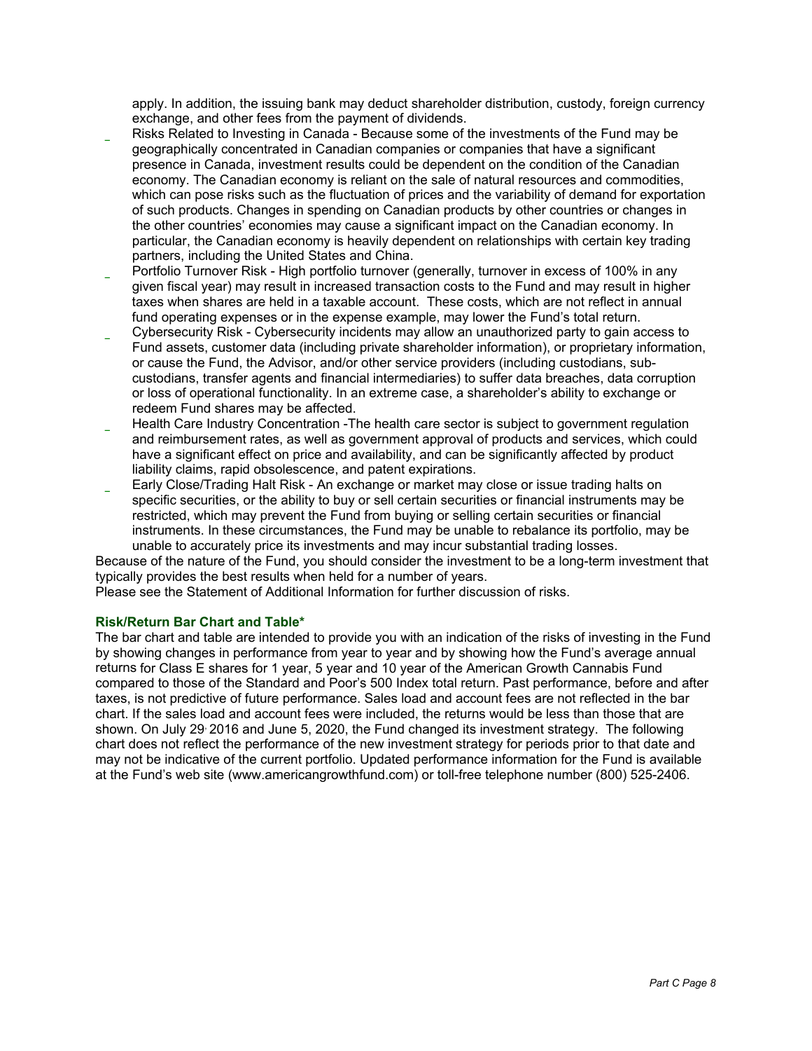apply. In addition, the issuing bank may deduct shareholder distribution, custody, foreign currency exchange, and other fees from the payment of dividends.

- Risks Related to Investing in Canada - Because some of the investments of the Fund may be geographically concentrated in Canadian companies or companies that have a significant presence in Canada, investment results could be dependent on the condition of the Canadian economy. The Canadian economy is reliant on the sale of natural resources and commodities, which can pose risks such as the fluctuation of prices and the variability of demand for exportation of such products. Changes in spending on Canadian products by other countries or changes in the other countries' economies may cause a significant impact on the Canadian economy. In particular, the Canadian economy is heavily dependent on relationships with certain key trading partners, including the United States and China.
- Portfolio Turnover Risk - High portfolio turnover (generally, turnover in excess of 100% in any given fiscal year) may result in increased transaction costs to the Fund and may result in higher taxes when shares are held in a taxable account. These costs, which are not reflect in annual fund operating expenses or in the expense example, may lower the Fund's total return.
- Cybersecurity Risk - Cybersecurity incidents may allow an unauthorized party to gain access to Fund assets, customer data (including private shareholder information), or proprietary information, or cause the Fund, the Advisor, and/or other service providers (including custodians, sub-custodians, transfer agents and financial intermediaries) to suffer data breaches, data corruption or loss of operational functionality. In an extreme case, a shareholder's ability to exchange or redeem Fund shares may be affected.
- Health Care Industry Concentration -The health care sector is subject to government regulation and reimbursement rates, as well as government approval of products and services, which could have a significant effect on price and availability, and can be significantly affected by product liability claims, rapid obsolescence, and patent expirations.
- Early Close/Trading Halt Risk - An exchange or market may close or issue trading halts on specific securities, or the ability to buy or sell certain securities or financial instruments may be restricted, which may prevent the Fund from buying or selling certain securities or financial instruments. In these circumstances, the Fund may be unable to rebalance its portfolio, may be unable to accurately price its investments and may incur substantial trading losses.

Because of the nature of the Fund, you should consider the investment to be a long-term investment that typically provides the best results when held for a number of years.

Please see the Statement of Additional Information for further discussion of risks.

**Risk/Return Bar Chart and Table***

The bar chart and table are intended to provide you with an indication of the risks of investing in the Fund by showing changes in performance from year to year and by showing how the Fund's average annual returns for Class E shares for 1 year, 5 year and 10 year of the American Growth Cannabis Fund compared to those of the Standard and Poor's 500 Index total return. Past performance, before and after taxes, is not predictive of future performance. Sales load and account fees are not reflected in the bar chart. If the sales load and account fees were included, the returns would be less than those that are shown. On July 29, 2016 and June 5, 2020, the Fund changed its investment strategy. The following chart does not reflect the performance of the new investment strategy for periods prior to that date and may not be indicative of the current portfolio. Updated performance information for the Fund is available at the Fund's web site (www.americangrowthfund.com) or toll-free telephone number (800) 525-2406.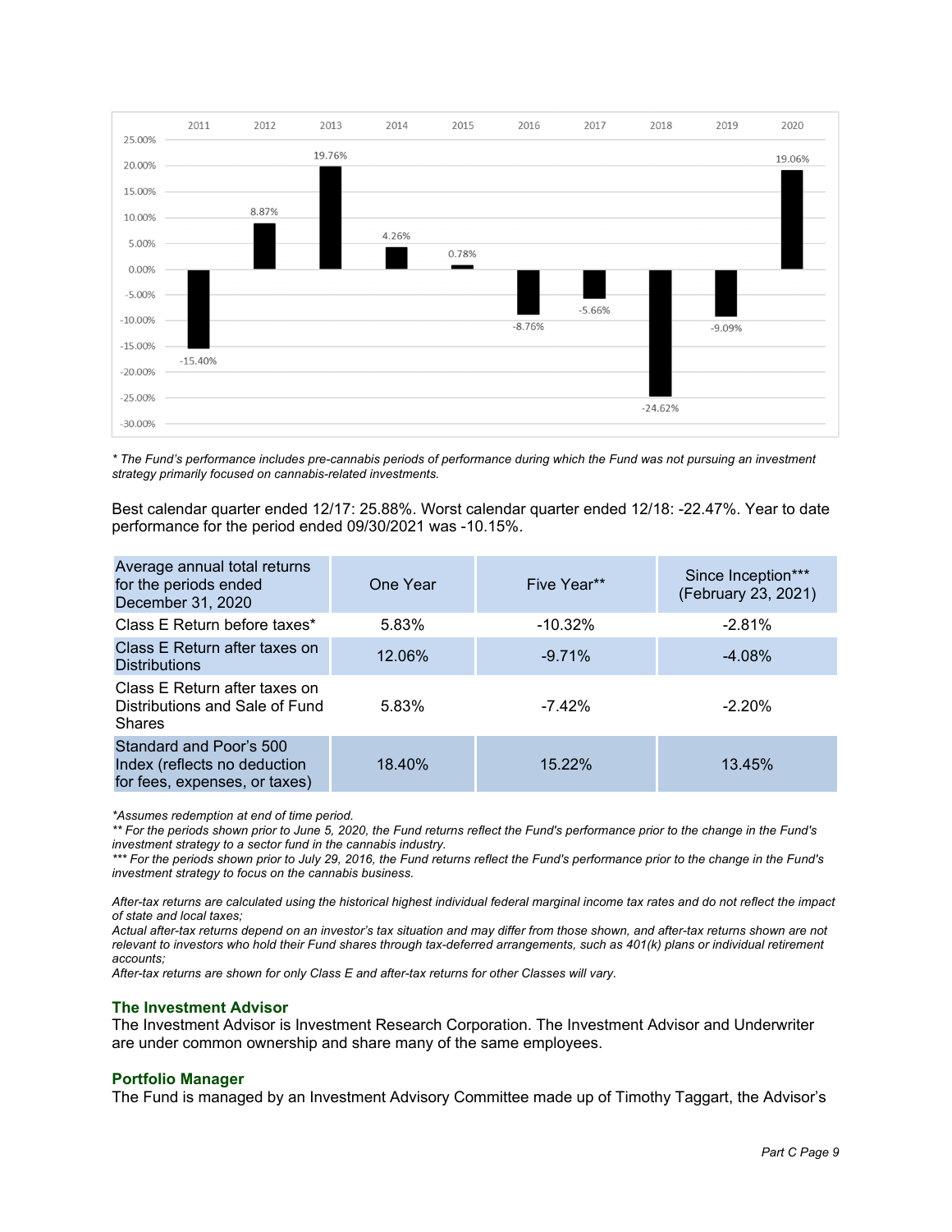| 2011 | 2012 | 2013 | 2014 | 2015 | 2016 | 2017 | 2018 | 2019 | 2020 |
|---|---|---|---|---|---|---|---|---|---|
| -15.40% | 8.87% | 19.76% | 4.26% | 0.78% | -8.76% | -5.66% | -24.62% | -9.09% | 19.06% |

*\* The Fund's performance includes pre-cannabis periods of performance during which the Fund was not pursuing an investment strategy primarily focused on cannabis-related investments.*

Best calendar quarter ended 12/17: 25.88%. Worst calendar quarter ended 12/18: -22.47%. Year to date performance for the period ended 09/30/2021 was -10.15%.

| Average annual total returns for the periods ended December 31, 2020 | One Year | Five Year** | Since Inception*** (February 23, 2021) |
|---|---|---|---|
| Class E Return before taxes* | 5.83% | -10.32% | -2.81% |
| Class E Return after taxes on Distributions | 12.06% | -9.71% | -4.08% |
| Class E Return after taxes on Distributions and Sale of Fund Shares | 5.83% | -7.42% | -2.20% |
| Standard and Poor's 500 Index (reflects no deduction for fees, expenses, or taxes) | 18.40% | 15.22% | 13.45% |

*\*Assumes redemption at end of time period.*
*\*\* For the periods shown prior to June 5, 2020, the Fund returns reflect the Fund's performance prior to the change in the Fund's investment strategy to a sector fund in the cannabis industry.*
*\*\*\* For the periods shown prior to July 29, 2016, the Fund returns reflect the Fund's performance prior to the change in the Fund's investment strategy to focus on the cannabis business.*

*After-tax returns are calculated using the historical highest individual federal marginal income tax rates and do not reflect the impact of state and local taxes;*
*Actual after-tax returns depend on an investor's tax situation and may differ from those shown, and after-tax returns shown are not relevant to investors who hold their Fund shares through tax-deferred arrangements, such as 401(k) plans or individual retirement accounts;*
*After-tax returns are shown for only Class E and after-tax returns for other Classes will vary.*

## The Investment Advisor

The Investment Advisor is Investment Research Corporation. The Investment Advisor and Underwriter are under common ownership and share many of the same employees.

## Portfolio Manager

The Fund is managed by an Investment Advisory Committee made up of Timothy Taggart, the Advisor's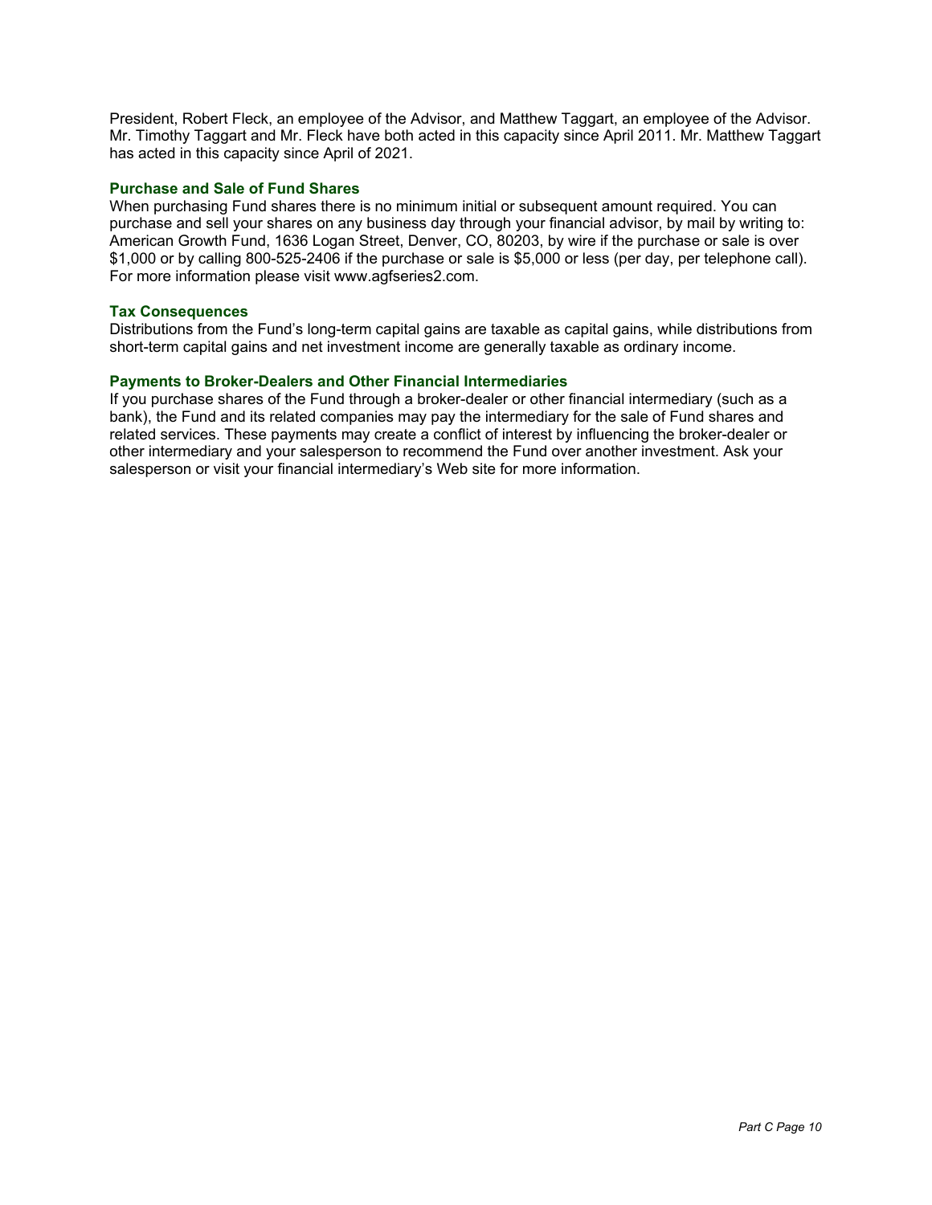President, Robert Fleck, an employee of the Advisor, and Matthew Taggart, an employee of the Advisor. Mr. Timothy Taggart and Mr. Fleck have both acted in this capacity since April 2011. Mr. Matthew Taggart has acted in this capacity since April of 2021.

### Purchase and Sale of Fund Shares

When purchasing Fund shares there is no minimum initial or subsequent amount required. You can purchase and sell your shares on any business day through your financial advisor, by mail by writing to: American Growth Fund, 1636 Logan Street, Denver, CO, 80203, by wire if the purchase or sale is over $1,000 or by calling 800-525-2406 if the purchase or sale is $5,000 or less (per day, per telephone call). For more information please visit www.agfseries2.com.

### Tax Consequences

Distributions from the Fund's long-term capital gains are taxable as capital gains, while distributions from short-term capital gains and net investment income are generally taxable as ordinary income.

### Payments to Broker-Dealers and Other Financial Intermediaries

If you purchase shares of the Fund through a broker-dealer or other financial intermediary (such as a bank), the Fund and its related companies may pay the intermediary for the sale of Fund shares and related services. These payments may create a conflict of interest by influencing the broker-dealer or other intermediary and your salesperson to recommend the Fund over another investment. Ask your salesperson or visit your financial intermediary's Web site for more information.